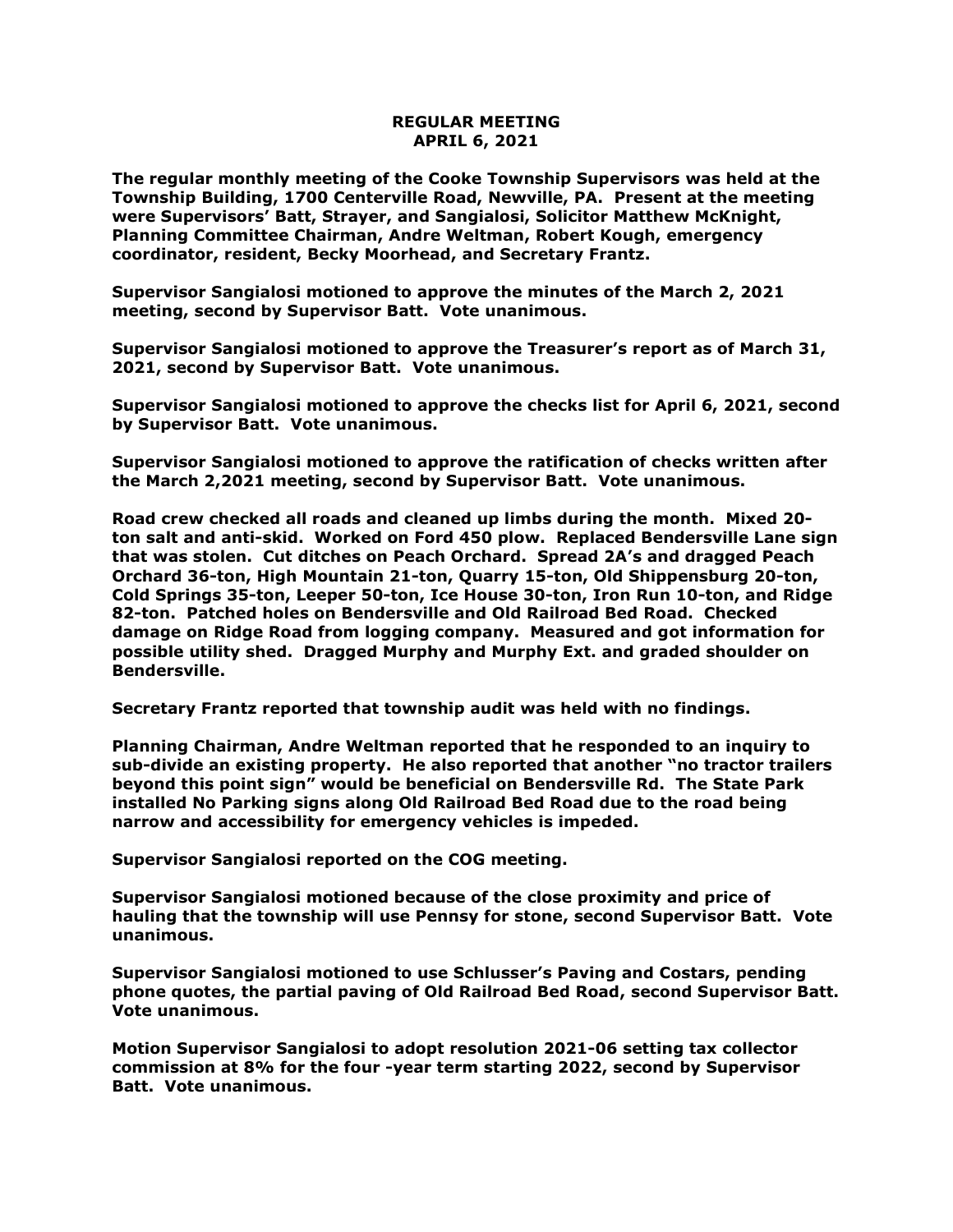# REGULAR MEETING
# APRIL 6, 2021

**The regular monthly meeting of the Cooke Township Supervisors was held at the Township Building, 1700 Centerville Road, Newville, PA. Present at the meeting were Supervisors' Batt, Strayer, and Sangialosi, Solicitor Matthew McKnight, Planning Committee Chairman, Andre Weltman, Robert Kough, emergency coordinator, resident, Becky Moorhead, and Secretary Frantz.**

**Supervisor Sangialosi motioned to approve the minutes of the March 2, 2021 meeting, second by Supervisor Batt. Vote unanimous.**

**Supervisor Sangialosi motioned to approve the Treasurer's report as of March 31, 2021, second by Supervisor Batt. Vote unanimous.**

**Supervisor Sangialosi motioned to approve the checks list for April 6, 2021, second by Supervisor Batt. Vote unanimous.**

**Supervisor Sangialosi motioned to approve the ratification of checks written after the March 2,2021 meeting, second by Supervisor Batt. Vote unanimous.**

**Road crew checked all roads and cleaned up limbs during the month. Mixed 20-ton salt and anti-skid. Worked on Ford 450 plow. Replaced Bendersville Lane sign that was stolen. Cut ditches on Peach Orchard. Spread 2A's and dragged Peach Orchard 36-ton, High Mountain 21-ton, Quarry 15-ton, Old Shippensburg 20-ton, Cold Springs 35-ton, Leeper 50-ton, Ice House 30-ton, Iron Run 10-ton, and Ridge 82-ton. Patched holes on Bendersville and Old Railroad Bed Road. Checked damage on Ridge Road from logging company. Measured and got information for possible utility shed. Dragged Murphy and Murphy Ext. and graded shoulder on Bendersville.**

**Secretary Frantz reported that township audit was held with no findings.**

**Planning Chairman, Andre Weltman reported that he responded to an inquiry to sub-divide an existing property. He also reported that another "no tractor trailers beyond this point sign" would be beneficial on Bendersville Rd. The State Park installed No Parking signs along Old Railroad Bed Road due to the road being narrow and accessibility for emergency vehicles is impeded.**

**Supervisor Sangialosi reported on the COG meeting.**

**Supervisor Sangialosi motioned because of the close proximity and price of hauling that the township will use Pennsy for stone, second Supervisor Batt. Vote unanimous.**

**Supervisor Sangialosi motioned to use Schlusser's Paving and Costars, pending phone quotes, the partial paving of Old Railroad Bed Road, second Supervisor Batt. Vote unanimous.**

**Motion Supervisor Sangialosi to adopt resolution 2021-06 setting tax collector commission at 8% for the four -year term starting 2022, second by Supervisor Batt. Vote unanimous.**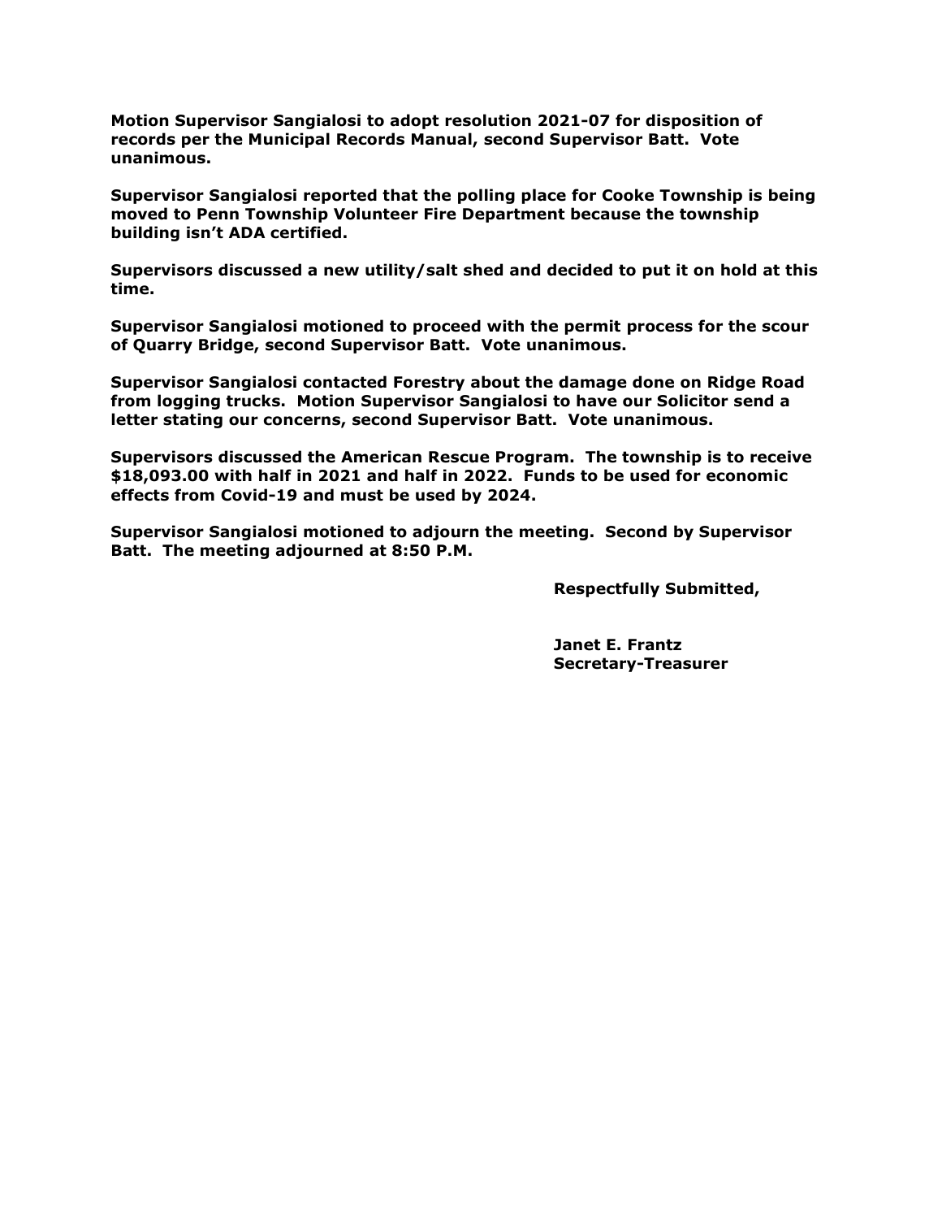**Motion Supervisor Sangialosi to adopt resolution 2021-07 for disposition of records per the Municipal Records Manual, second Supervisor Batt. Vote unanimous.**

**Supervisor Sangialosi reported that the polling place for Cooke Township is being moved to Penn Township Volunteer Fire Department because the township building isn't ADA certified.**

**Supervisors discussed a new utility/salt shed and decided to put it on hold at this time.**

**Supervisor Sangialosi motioned to proceed with the permit process for the scour of Quarry Bridge, second Supervisor Batt. Vote unanimous.**

**Supervisor Sangialosi contacted Forestry about the damage done on Ridge Road from logging trucks. Motion Supervisor Sangialosi to have our Solicitor send a letter stating our concerns, second Supervisor Batt. Vote unanimous.**

**Supervisors discussed the American Rescue Program. The township is to receive $18,093.00 with half in 2021 and half in 2022. Funds to be used for economic effects from Covid-19 and must be used by 2024.**

**Supervisor Sangialosi motioned to adjourn the meeting. Second by Supervisor Batt. The meeting adjourned at 8:50 P.M.**

**Respectfully Submitted,**

**Janet E. Frantz**
**Secretary-Treasurer**